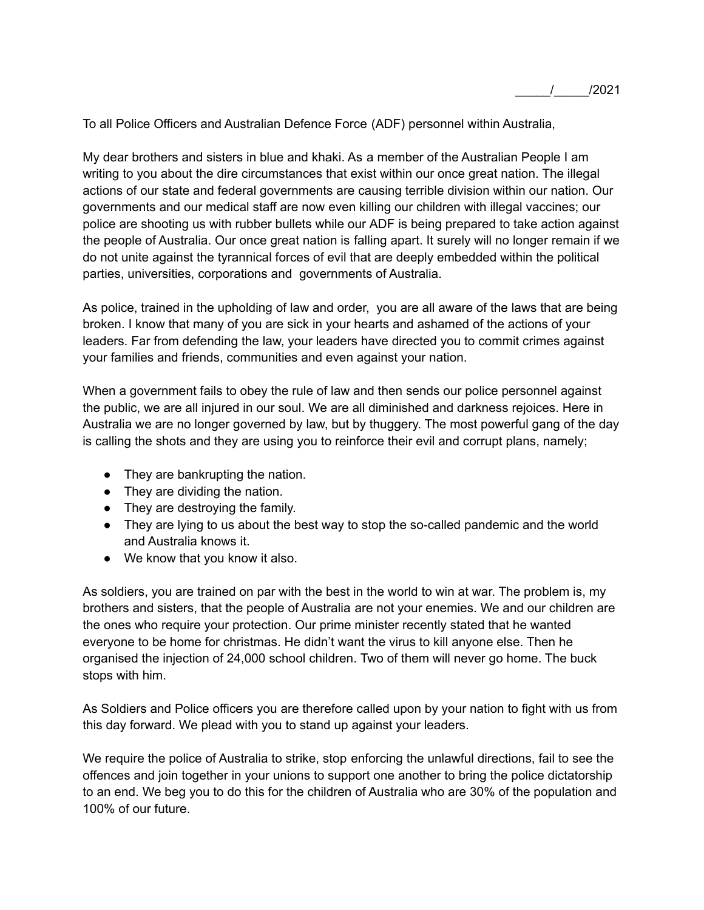_____/_____/2021

To all Police Officers and Australian Defence Force (ADF) personnel within Australia,

My dear brothers and sisters in blue and khaki. As a member of the Australian People I am writing to you about the dire circumstances that exist within our once great nation. The illegal actions of our state and federal governments are causing terrible division within our nation. Our governments and our medical staff are now even killing our children with illegal vaccines; our police are shooting us with rubber bullets while our ADF is being prepared to take action against the people of Australia. Our once great nation is falling apart. It surely will no longer remain if we do not unite against the tyrannical forces of evil that are deeply embedded within the political parties, universities, corporations and governments of Australia.

As police, trained in the upholding of law and order, you are all aware of the laws that are being broken. I know that many of you are sick in your hearts and ashamed of the actions of your leaders. Far from defending the law, your leaders have directed you to commit crimes against your families and friends, communities and even against your nation.

When a government fails to obey the rule of law and then sends our police personnel against the public, we are all injured in our soul. We are all diminished and darkness rejoices. Here in Australia we are no longer governed by law, but by thuggery. The most powerful gang of the day is calling the shots and they are using you to reinforce their evil and corrupt plans, namely;

- They are bankrupting the nation.
- They are dividing the nation.
- They are destroying the family.
- They are lying to us about the best way to stop the so-called pandemic and the world and Australia knows it.
- We know that you know it also.

As soldiers, you are trained on par with the best in the world to win at war. The problem is, my brothers and sisters, that the people of Australia are not your enemies. We and our children are the ones who require your protection. Our prime minister recently stated that he wanted everyone to be home for christmas. He didn't want the virus to kill anyone else. Then he organised the injection of 24,000 school children. Two of them will never go home. The buck stops with him.

As Soldiers and Police officers you are therefore called upon by your nation to fight with us from this day forward. We plead with you to stand up against your leaders.

We require the police of Australia to strike, stop enforcing the unlawful directions, fail to see the offences and join together in your unions to support one another to bring the police dictatorship to an end. We beg you to do this for the children of Australia who are 30% of the population and 100% of our future.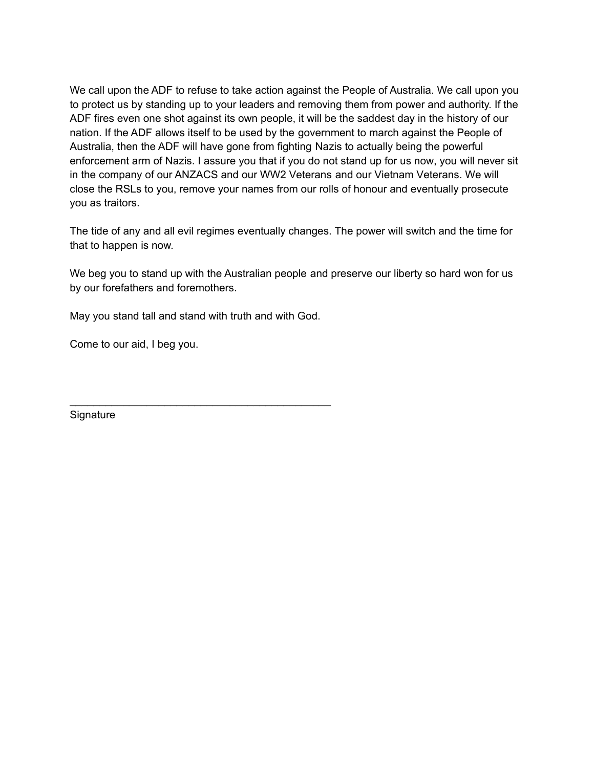We call upon the ADF to refuse to take action against the People of Australia. We call upon you to protect us by standing up to your leaders and removing them from power and authority. If the ADF fires even one shot against its own people, it will be the saddest day in the history of our nation. If the ADF allows itself to be used by the government to march against the People of Australia, then the ADF will have gone from fighting Nazis to actually being the powerful enforcement arm of Nazis. I assure you that if you do not stand up for us now, you will never sit in the company of our ANZACS and our WW2 Veterans and our Vietnam Veterans. We will close the RSLs to you, remove your names from our rolls of honour and eventually prosecute you as traitors.

The tide of any and all evil regimes eventually changes. The power will switch and the time for that to happen is now.

We beg you to stand up with the Australian people and preserve our liberty so hard won for us by our forefathers and foremothers.

May you stand tall and stand with truth and with God.

Come to our aid, I beg you.

\_\_\_\_\_\_\_\_\_\_\_\_\_\_\_\_\_\_\_\_\_\_\_\_\_\_\_\_\_\_\_\_\_\_\_\_\_\_\_\_\_\_\_\_

Signature